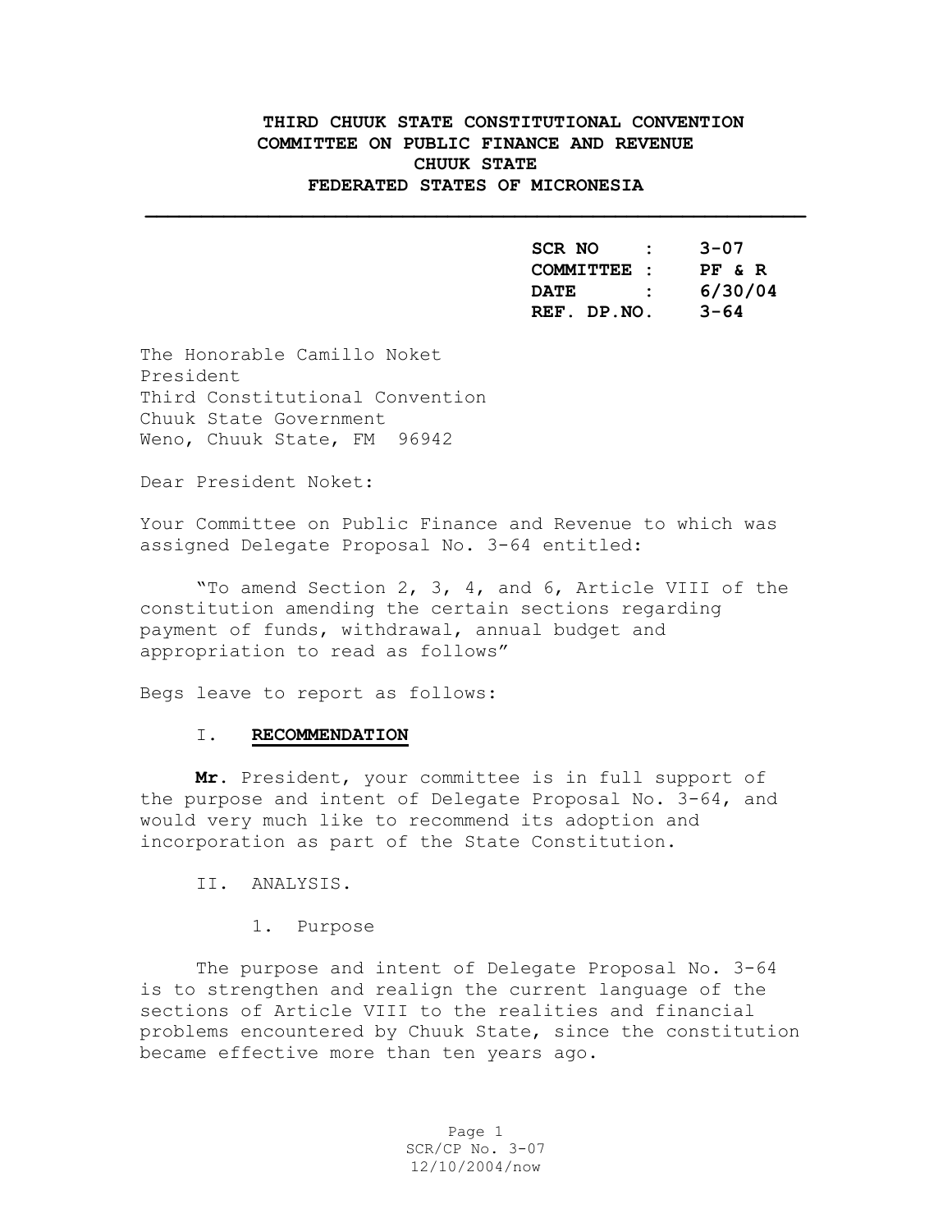**THIRD CHUUK STATE CONSTITUTIONAL CONVENTION**
**COMMITTEE ON PUBLIC FINANCE AND REVENUE**
**CHUUK STATE**
**FEDERATED STATES OF MICRONESIA**

---

**SCR NO : 3-07**
**COMMITTEE : PF & R**
**DATE : 6/30/04**
**REF. DP.NO. 3-64**

The Honorable Camillo Noket
President
Third Constitutional Convention
Chuuk State Government
Weno, Chuuk State, FM 96942

Dear President Noket:

Your Committee on Public Finance and Revenue to which was assigned Delegate Proposal No. 3-64 entitled:

"To amend Section 2, 3, 4, and 6, Article VIII of the constitution amending the certain sections regarding payment of funds, withdrawal, annual budget and appropriation to read as follows"

Begs leave to report as follows:

I. **RECOMMENDATION**

**Mr.** President, your committee is in full support of the purpose and intent of Delegate Proposal No. 3-64, and would very much like to recommend its adoption and incorporation as part of the State Constitution.

II. ANALYSIS.

1. Purpose

The purpose and intent of Delegate Proposal No. 3-64 is to strengthen and realign the current language of the sections of Article VIII to the realities and financial problems encountered by Chuuk State, since the constitution became effective more than ten years ago.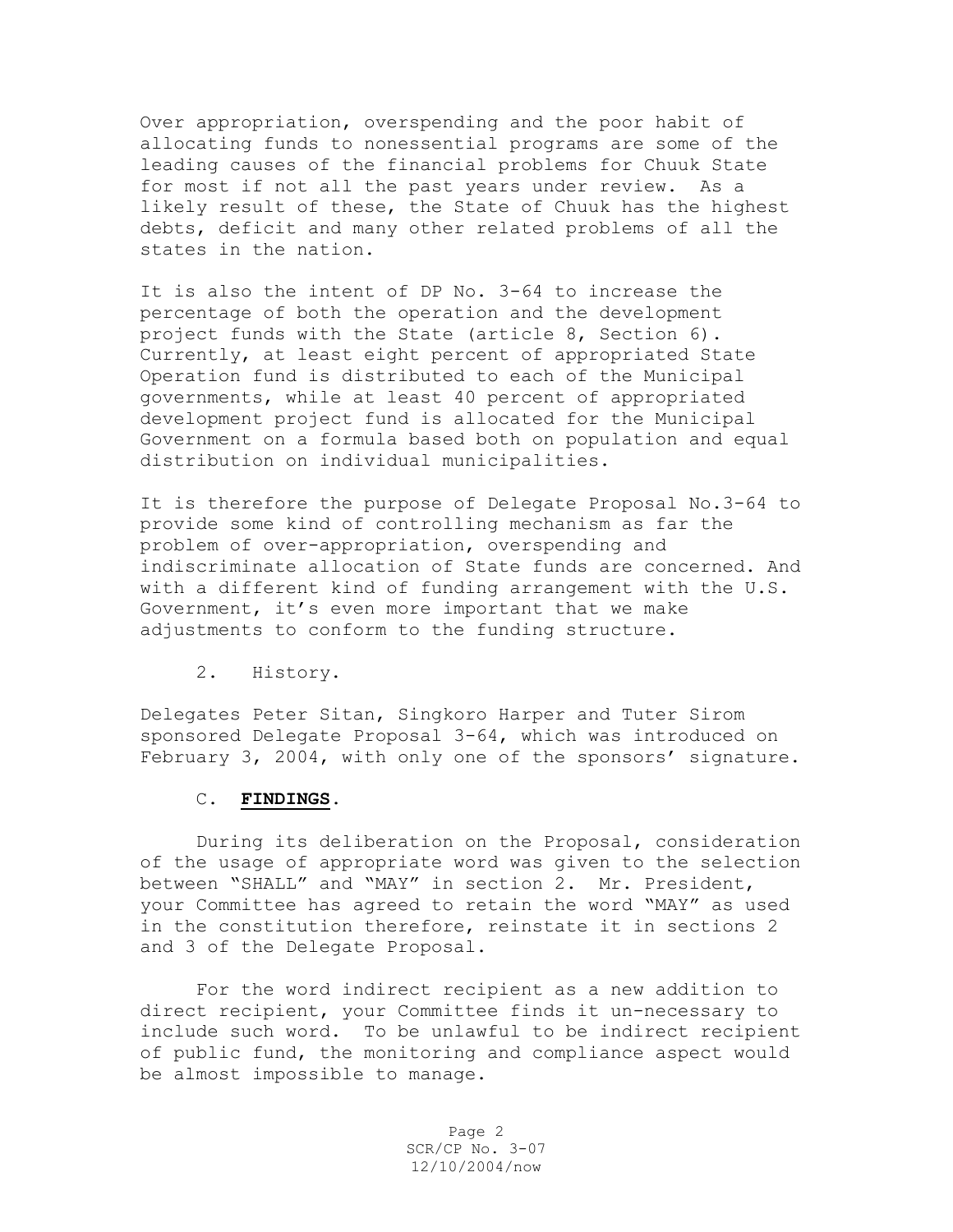Over appropriation, overspending and the poor habit of allocating funds to nonessential programs are some of the leading causes of the financial problems for Chuuk State for most if not all the past years under review. As a likely result of these, the State of Chuuk has the highest debts, deficit and many other related problems of all the states in the nation.

It is also the intent of DP No. 3-64 to increase the percentage of both the operation and the development project funds with the State (article 8, Section 6). Currently, at least eight percent of appropriated State Operation fund is distributed to each of the Municipal governments, while at least 40 percent of appropriated development project fund is allocated for the Municipal Government on a formula based both on population and equal distribution on individual municipalities.

It is therefore the purpose of Delegate Proposal No.3-64 to provide some kind of controlling mechanism as far the problem of over-appropriation, overspending and indiscriminate allocation of State funds are concerned. And with a different kind of funding arrangement with the U.S. Government, it's even more important that we make adjustments to conform to the funding structure.

2. History.

Delegates Peter Sitan, Singkoro Harper and Tuter Sirom sponsored Delegate Proposal 3-64, which was introduced on February 3, 2004, with only one of the sponsors' signature.

C. **FINDINGS**.

During its deliberation on the Proposal, consideration of the usage of appropriate word was given to the selection between "SHALL" and "MAY" in section 2. Mr. President, your Committee has agreed to retain the word "MAY" as used in the constitution therefore, reinstate it in sections 2 and 3 of the Delegate Proposal.

For the word indirect recipient as a new addition to direct recipient, your Committee finds it un-necessary to include such word. To be unlawful to be indirect recipient of public fund, the monitoring and compliance aspect would be almost impossible to manage.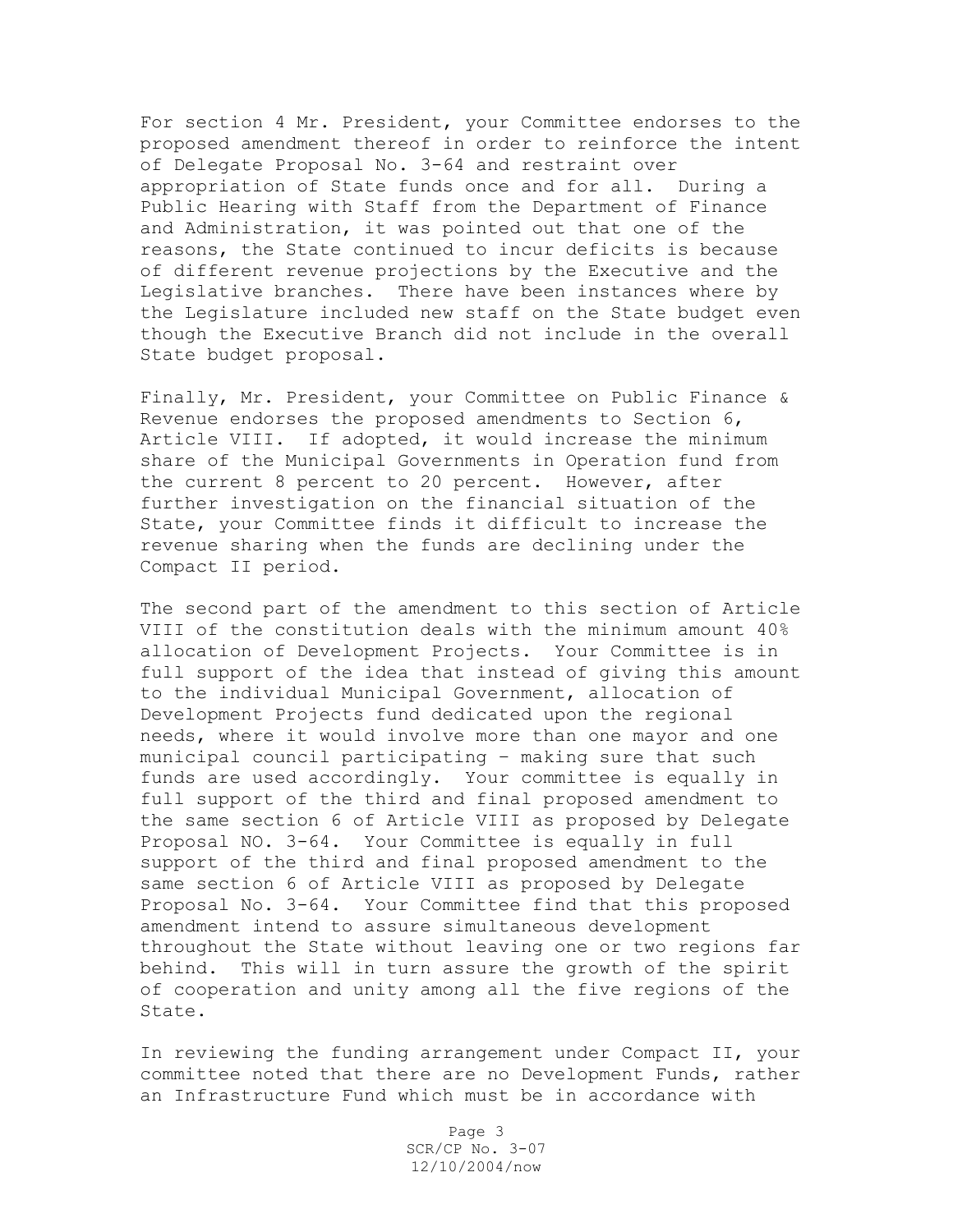For section 4 Mr. President, your Committee endorses to the proposed amendment thereof in order to reinforce the intent of Delegate Proposal No. 3-64 and restraint over appropriation of State funds once and for all. During a Public Hearing with Staff from the Department of Finance and Administration, it was pointed out that one of the reasons, the State continued to incur deficits is because of different revenue projections by the Executive and the Legislative branches. There have been instances where by the Legislature included new staff on the State budget even though the Executive Branch did not include in the overall State budget proposal.

Finally, Mr. President, your Committee on Public Finance & Revenue endorses the proposed amendments to Section 6, Article VIII. If adopted, it would increase the minimum share of the Municipal Governments in Operation fund from the current 8 percent to 20 percent. However, after further investigation on the financial situation of the State, your Committee finds it difficult to increase the revenue sharing when the funds are declining under the Compact II period.

The second part of the amendment to this section of Article VIII of the constitution deals with the minimum amount 40% allocation of Development Projects. Your Committee is in full support of the idea that instead of giving this amount to the individual Municipal Government, allocation of Development Projects fund dedicated upon the regional needs, where it would involve more than one mayor and one municipal council participating – making sure that such funds are used accordingly. Your committee is equally in full support of the third and final proposed amendment to the same section 6 of Article VIII as proposed by Delegate Proposal NO. 3-64. Your Committee is equally in full support of the third and final proposed amendment to the same section 6 of Article VIII as proposed by Delegate Proposal No. 3-64. Your Committee find that this proposed amendment intend to assure simultaneous development throughout the State without leaving one or two regions far behind. This will in turn assure the growth of the spirit of cooperation and unity among all the five regions of the State.

In reviewing the funding arrangement under Compact II, your committee noted that there are no Development Funds, rather an Infrastructure Fund which must be in accordance with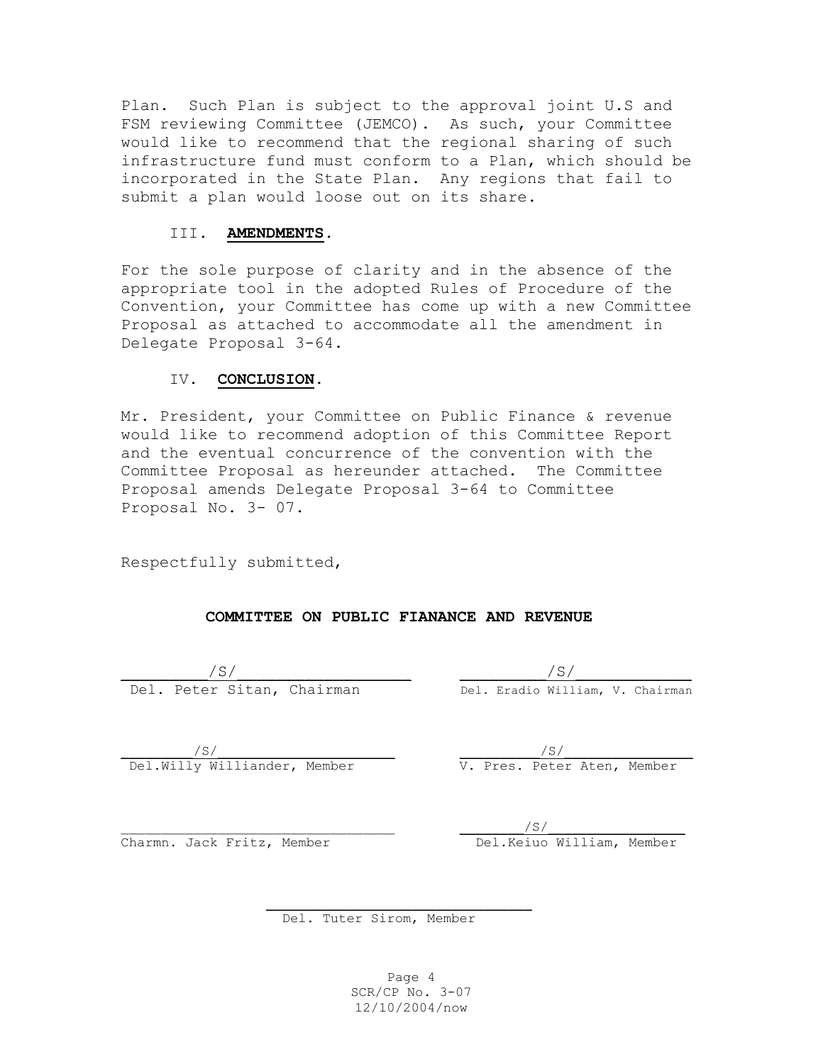Plan. Such Plan is subject to the approval joint U.S and FSM reviewing Committee (JEMCO). As such, your Committee would like to recommend that the regional sharing of such infrastructure fund must conform to a Plan, which should be incorporated in the State Plan. Any regions that fail to submit a plan would loose out on its share.

## III. **AMENDMENTS**.

For the sole purpose of clarity and in the absence of the appropriate tool in the adopted Rules of Procedure of the Convention, your Committee has come up with a new Committee Proposal as attached to accommodate all the amendment in Delegate Proposal 3-64.

## IV. **CONCLUSION**.

Mr. President, your Committee on Public Finance & revenue would like to recommend adoption of this Committee Report and the eventual concurrence of the convention with the Committee Proposal as hereunder attached. The Committee Proposal amends Delegate Proposal 3-64 to Committee Proposal No. 3- 07.

Respectfully submitted,

**COMMITTEE ON PUBLIC FIANANCE AND REVENUE**

| | |
|---|---|
| /S/ Del. Peter Sitan, Chairman | /S/ Del. Eradio William, V. Chairman |
| /S/ Del.Willy Williander, Member | /S/ V. Pres. Peter Aten, Member |
| Charmn. Jack Fritz, Member | /S/ Del.Keiuo William, Member |

Del. Tuter Sirom, Member

SCR/CP No. 3-07
12/10/2004/now